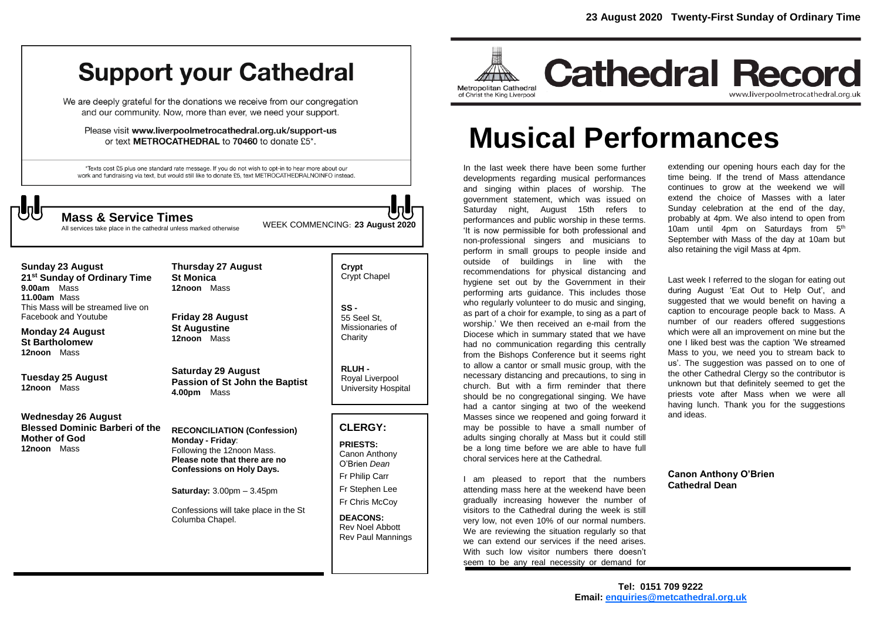**23 August 2020 Twenty-First Sunday of Ordinary Time**

# Support your Cathedral

We are deeply grateful for the donations we receive from our congregation and our community. Now, more than ever, we need your support.

Please visit **www.liverpoolmetrocathedral.org.uk/support-us** or text **METROCATHEDRAL** to **70460** to donate £5*.

*Texts cost £5 plus one standard rate message. If you do not wish to opt-in to hear more about our work and fundraising via text, but would still like to donate £5, text METROCATHEDRALNOINFO instead.

## Mass & Service Times

All services take place in the cathedral unless marked otherwise

WEEK COMMENCING: **23 August 2020**

**Sunday 23 August**
**21st Sunday of Ordinary Time**
**9.00am** Mass
**11.00am** Mass
This Mass will be streamed live on Facebook and Youtube

**Monday 24 August**
**St Bartholomew**
**12noon** Mass

**Tuesday 25 August**
**12noon** Mass

**Wednesday 26 August**
**Blessed Dominic Barberi of the Mother of God**
**12noon** Mass

**Thursday 27 August**
**St Monica**
**12noon** Mass

**Friday 28 August**
**St Augustine**
**12noon** Mass

**Saturday 29 August**
**Passion of St John the Baptist**
**4.00pm** Mass

**RECONCILIATION (Confession)**
**Monday - Friday**:
Following the 12noon Mass.
**Please note that there are no Confessions on Holy Days.**

**Saturday:** 3.00pm – 3.45pm

Confessions will take place in the St Columba Chapel.

**Crypt**
Crypt Chapel

**SS -**
55 Seel St, Missionaries of Charity

**RLUH -**
Royal Liverpool University Hospital

## CLERGY:

**PRIESTS:**
Canon Anthony O'Brien *Dean*
Fr Philip Carr
Fr Stephen Lee
Fr Chris McCoy

**DEACONS:**
Rev Noel Abbott
Rev Paul Mannings

Metropolitan Cathedral of Christ the King Liverpool

# Cathedral Record

www.liverpoolmetrocathedral.org.uk

# Musical Performances

In the last week there have been some further developments regarding musical performances and singing within places of worship. The government statement, which was issued on Saturday night, August 15th refers to performances and public worship in these terms. 'It is now permissible for both professional and non-professional singers and musicians to perform in small groups to people inside and outside of buildings in line with the recommendations for physical distancing and hygiene set out by the Government in their performing arts guidance. This includes those who regularly volunteer to do music and singing, as part of a choir for example, to sing as a part of worship.' We then received an e-mail from the Diocese which in summary stated that we have had no communication regarding this centrally from the Bishops Conference but it seems right to allow a cantor or small music group, with the necessary distancing and precautions, to sing in church. But with a firm reminder that there should be no congregational singing. We have had a cantor singing at two of the weekend Masses since we reopened and going forward it may be possible to have a small number of adults singing chorally at Mass but it could still be a long time before we are able to have full choral services here at the Cathedral.

I am pleased to report that the numbers attending mass here at the weekend have been gradually increasing however the number of visitors to the Cathedral during the week is still very low, not even 10% of our normal numbers. We are reviewing the situation regularly so that we can extend our services if the need arises. With such low visitor numbers there doesn't seem to be any real necessity or demand for extending our opening hours each day for the time being. If the trend of Mass attendance continues to grow at the weekend we will extend the choice of Masses with a later Sunday celebration at the end of the day, probably at 4pm. We also intend to open from 10am until 4pm on Saturdays from 5th September with Mass of the day at 10am but also retaining the vigil Mass at 4pm.

Last week I referred to the slogan for eating out during August 'Eat Out to Help Out', and suggested that we would benefit on having a caption to encourage people back to Mass. A number of our readers offered suggestions which were all an improvement on mine but the one I liked best was the caption 'We streamed Mass to you, we need you to stream back to us'. The suggestion was passed on to one of the other Cathedral Clergy so the contributor is unknown but that definitely seemed to get the priests vote after Mass when we were all having lunch. Thank you for the suggestions and ideas.

**Canon Anthony O'Brien**
**Cathedral Dean**

**Tel: 0151 709 9222**
**Email: enquiries@metcathedral.org.uk**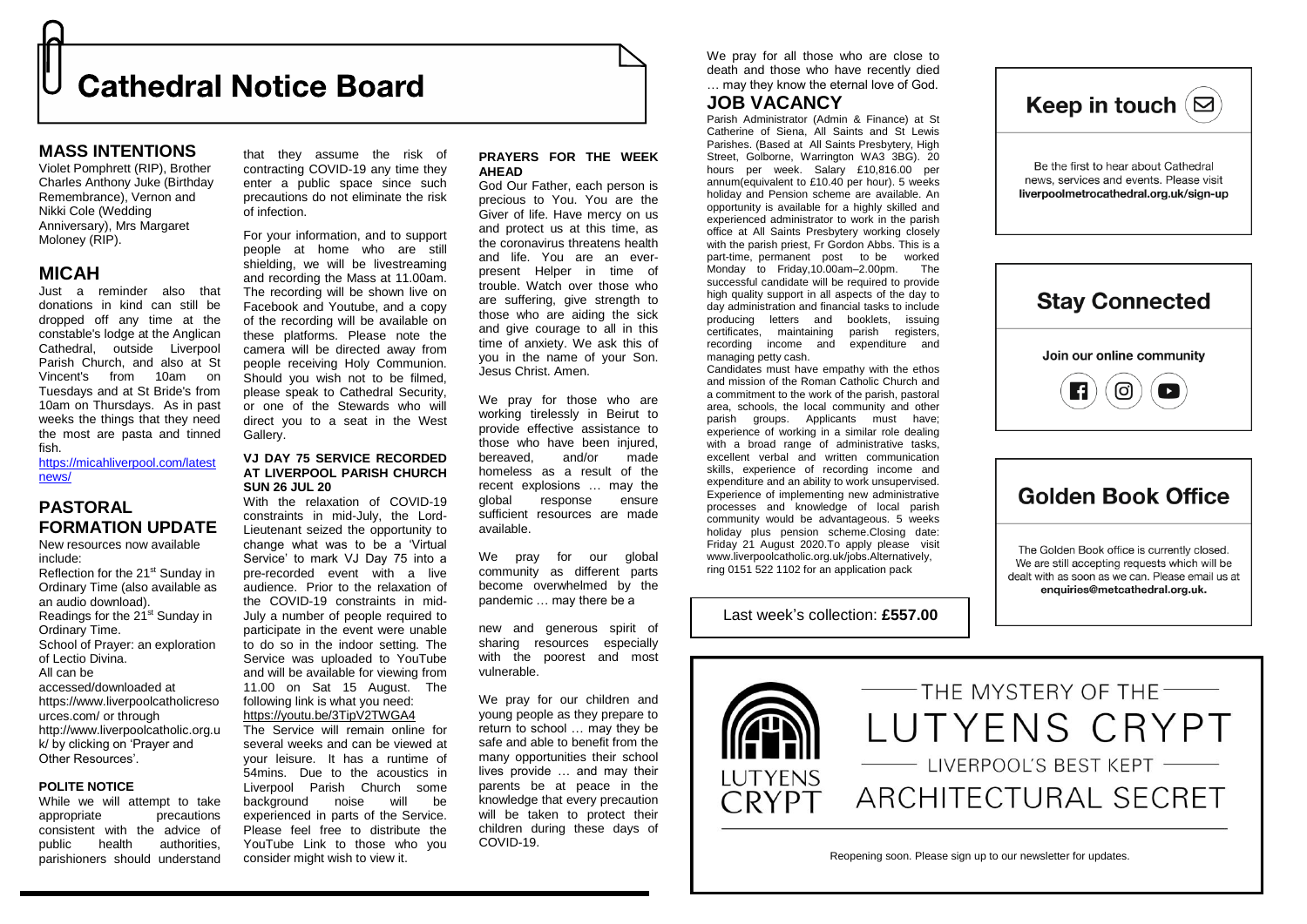# Cathedral Notice Board

## MASS INTENTIONS

Violet Pomphrett (RIP), Brother Charles Anthony Juke (Birthday Remembrance), Vernon and Nikki Cole (Wedding Anniversary), Mrs Margaret Moloney (RIP).

## MICAH

Just a reminder also that donations in kind can still be dropped off any time at the constable's lodge at the Anglican Cathedral, outside Liverpool Parish Church, and also at St Vincent's from 10am on Tuesdays and at St Bride's from 10am on Thursdays. As in past weeks the things that they need the most are pasta and tinned fish.

https://micahliverpool.com/latestnews/

## PASTORAL FORMATION UPDATE

New resources now available include:

Reflection for the 21st Sunday in Ordinary Time (also available as an audio download).

Readings for the 21st Sunday in Ordinary Time.

School of Prayer: an exploration of Lectio Divina.

All can be accessed/downloaded at https://www.liverpoolcatholicresources.com/ or through http://www.liverpoolcatholic.org.uk/ by clicking on 'Prayer and Other Resources'.

### POLITE NOTICE

While we will attempt to take appropriate precautions consistent with the advice of public health authorities, parishioners should understand that they assume the risk of contracting COVID-19 any time they enter a public space since such precautions do not eliminate the risk of infection.

For your information, and to support people at home who are still shielding, we will be livestreaming and recording the Mass at 11.00am. The recording will be shown live on Facebook and Youtube, and a copy of the recording will be available on these platforms. Please note the camera will be directed away from people receiving Holy Communion. Should you wish not to be filmed, please speak to Cathedral Security, or one of the Stewards who will direct you to a seat in the West Gallery.

### VJ DAY 75 SERVICE RECORDED AT LIVERPOOL PARISH CHURCH SUN 26 JUL 20

With the relaxation of COVID-19 constraints in mid-July, the Lord-Lieutenant seized the opportunity to change what was to be a 'Virtual Service' to mark VJ Day 75 into a pre-recorded event with a live audience. Prior to the relaxation of the COVID-19 constraints in mid-July a number of people required to participate in the event were unable to do so in the indoor setting. The Service was uploaded to YouTube and will be available for viewing from 11.00 on Sat 15 August. The following link is what you need: https://youtu.be/3TipV2TWGA4

The Service will remain online for several weeks and can be viewed at your leisure. It has a runtime of 54mins. Due to the acoustics in Liverpool Parish Church some background noise will be experienced in parts of the Service. Please feel free to distribute the YouTube Link to those who you consider might wish to view it.

### PRAYERS FOR THE WEEK AHEAD

God Our Father, each person is precious to You. You are the Giver of life. Have mercy on us and protect us at this time, as the coronavirus threatens health and life. You are an ever-present Helper in time of trouble. Watch over those who are suffering, give strength to those who are aiding the sick and give courage to all in this time of anxiety. We ask this of you in the name of your Son. Jesus Christ. Amen.

We pray for those who are working tirelessly in Beirut to provide effective assistance to those who have been injured, bereaved, and/or made homeless as a result of the recent explosions … may the global response ensure sufficient resources are made available.

We pray for our global community as different parts become overwhelmed by the pandemic … may there be a new and generous spirit of sharing resources especially with the poorest and most vulnerable.

We pray for our children and young people as they prepare to return to school … may they be safe and able to benefit from the many opportunities their school lives provide … and may their parents be at peace in the knowledge that every precaution will be taken to protect their children during these days of COVID-19.

We pray for all those who are close to death and those who have recently died … may they know the eternal love of God.

## JOB VACANCY

Parish Administrator (Admin & Finance) at St Catherine of Siena, All Saints and St Lewis Parishes. (Based at All Saints Presbytery, High Street, Golborne, Warrington WA3 3BG). 20 hours per week. Salary £10,816.00 per annum(equivalent to £10.40 per hour). 5 weeks holiday and Pension scheme are available. An opportunity is available for a highly skilled and experienced administrator to work in the parish office at All Saints Presbytery working closely with the parish priest, Fr Gordon Abbs. This is a part-time, permanent post to be worked Monday to Friday,10.00am–2.00pm. The successful candidate will be required to provide high quality support in all aspects of the day to day administration and financial tasks to include producing letters and booklets, issuing certificates, maintaining parish registers, recording income and expenditure and managing petty cash.

Candidates must have empathy with the ethos and mission of the Roman Catholic Church and a commitment to the work of the parish, pastoral area, schools, the local community and other parish groups. Applicants must have; experience of working in a similar role dealing with a broad range of administrative tasks, excellent verbal and written communication skills, experience of recording income and expenditure and an ability to work unsupervised. Experience of implementing new administrative processes and knowledge of local parish community would be advantageous. 5 weeks holiday plus pension scheme.Closing date: Friday 21 August 2020.To apply please visit www.liverpoolcatholic.org.uk/jobs.Alternatively, ring 0151 522 1102 for an application pack

Last week's collection: **£557.00**

## Keep in touch

Be the first to hear about Cathedral news, services and events. Please visit **liverpoolmetrocathedral.org.uk/sign-up**

## Stay Connected

Join our online community

## Golden Book Office

The Golden Book office is currently closed. We are still accepting requests which will be dealt with as soon as we can. Please email us at **enquiries@metcathedral.org.uk.**

LUTYENS CRYPT

THE MYSTERY OF THE LUTYENS CRYPT

LIVERPOOL'S BEST KEPT ARCHITECTURAL SECRET

Reopening soon. Please sign up to our newsletter for updates.